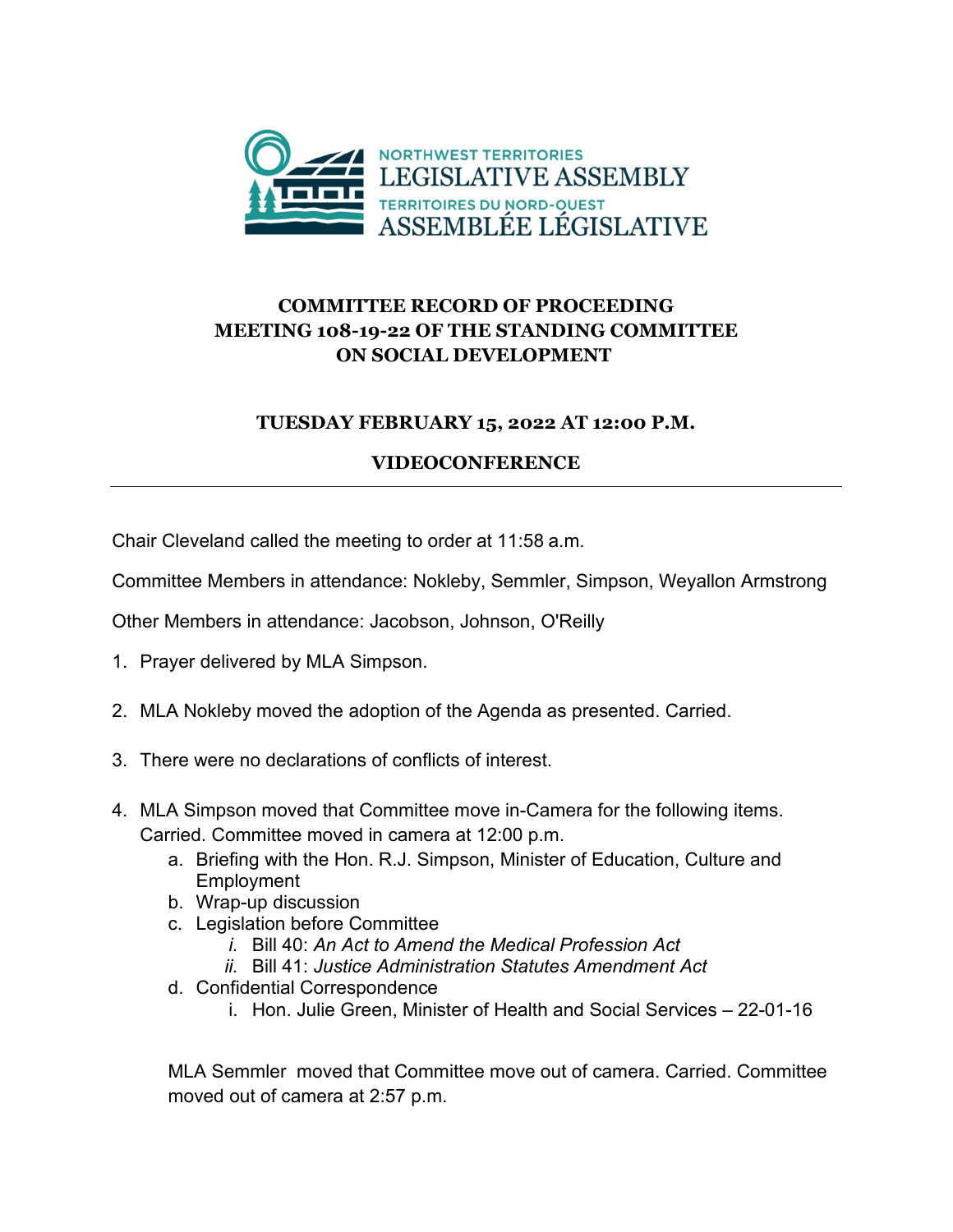NORTHWEST TERRITORIES
LEGISLATIVE ASSEMBLY
TERRITOIRES DU NORD-OUEST
ASSEMBLÉE LÉGISLATIVE

# COMMITTEE RECORD OF PROCEEDING
# MEETING 108-19-22 OF THE STANDING COMMITTEE ON SOCIAL DEVELOPMENT

## TUESDAY FEBRUARY 15, 2022 AT 12:00 P.M.

## VIDEOCONFERENCE

---

Chair Cleveland called the meeting to order at 11:58 a.m.

Committee Members in attendance: Nokleby, Semmler, Simpson, Weyallon Armstrong

Other Members in attendance: Jacobson, Johnson, O'Reilly

1. Prayer delivered by MLA Simpson.

2. MLA Nokleby moved the adoption of the Agenda as presented. Carried.

3. There were no declarations of conflicts of interest.

4. MLA Simpson moved that Committee move in-Camera for the following items. Carried. Committee moved in camera at 12:00 p.m.
   a. Briefing with the Hon. R.J. Simpson, Minister of Education, Culture and Employment
   b. Wrap-up discussion
   c. Legislation before Committee
      i. Bill 40: *An Act to Amend the Medical Profession Act*
      ii. Bill 41: *Justice Administration Statutes Amendment Act*
   d. Confidential Correspondence
      i. Hon. Julie Green, Minister of Health and Social Services – 22-01-16

   MLA Semmler moved that Committee move out of camera. Carried. Committee moved out of camera at 2:57 p.m.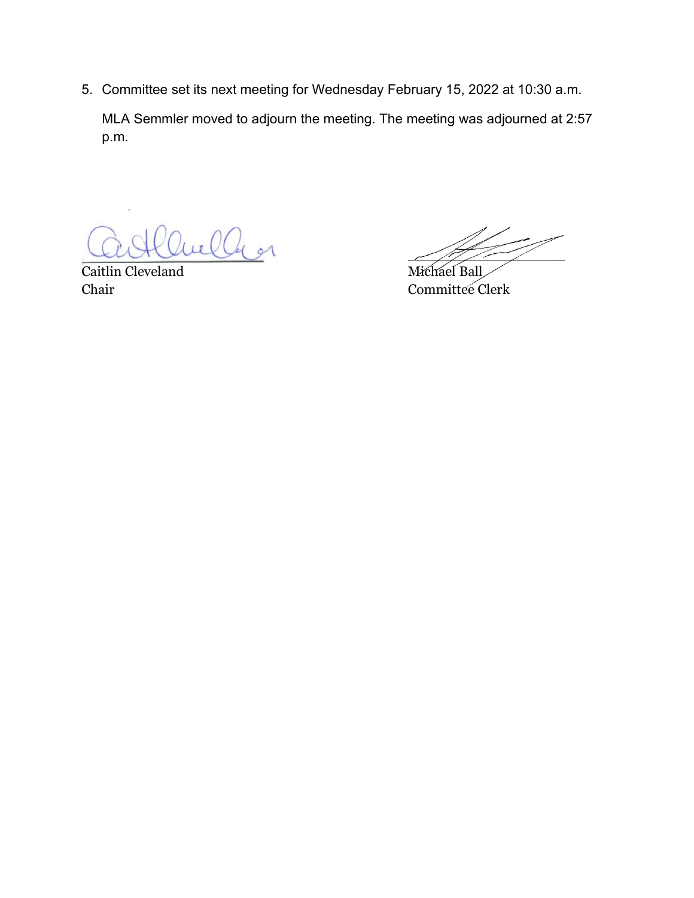5. Committee set its next meeting for Wednesday February 15, 2022 at 10:30 a.m.

   MLA Semmler moved to adjourn the meeting. The meeting was adjourned at 2:57 p.m.

Caitlin Cleveland
Chair

Michael Ball
Committee Clerk